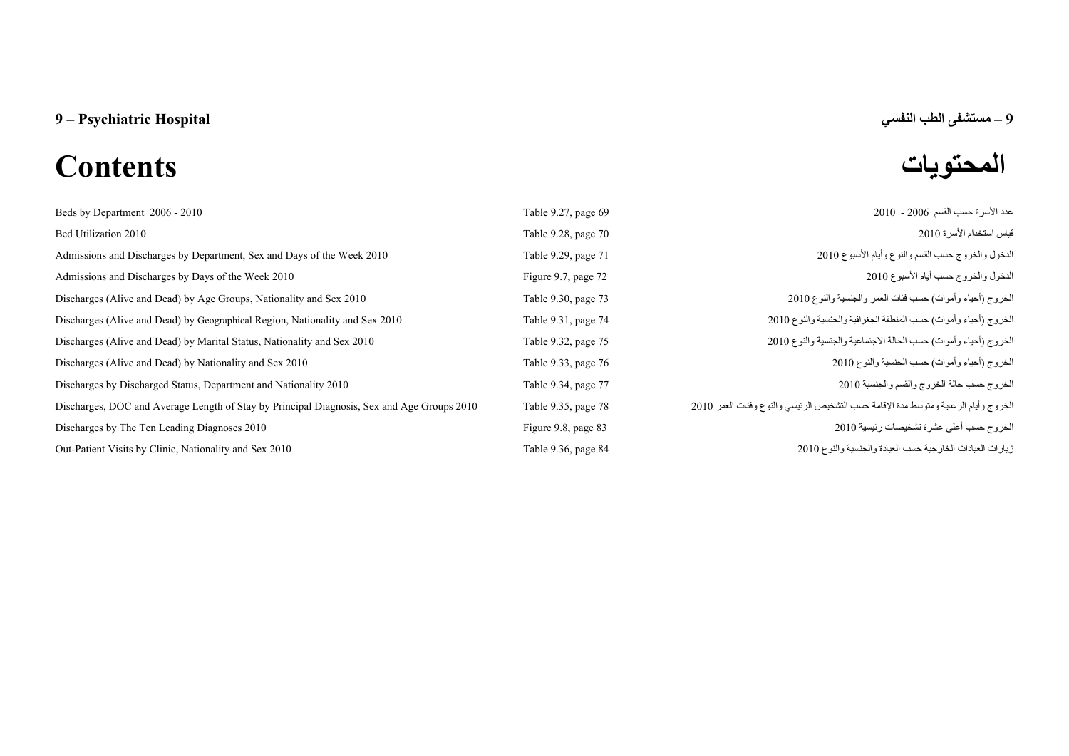# 9 – Psychiatric Hospital

# 9 – مستشفى الطب النفسي

## Contents

## المحتويات

| Contents | Reference | المحتويات |
|---|---|---|
| Beds by Department 2006 - 2010 | Table 9.27, page 69 | عدد الأسرة حسب القسم 2006 - 2010 |
| Bed Utilization 2010 | Table 9.28, page 70 | قياس استخدام الأسرة 2010 |
| Admissions and Discharges by Department, Sex and Days of the Week 2010 | Table 9.29, page 71 | الدخول والخروج حسب القسم والنوع وأيام الأسبوع 2010 |
| Admissions and Discharges by Days of the Week 2010 | Figure 9.7, page 72 | الدخول والخروج حسب أيام الأسبوع 2010 |
| Discharges (Alive and Dead) by Age Groups, Nationality and Sex 2010 | Table 9.30, page 73 | الخروج (أحياء وأموات) حسب فئات العمر والجنسية والنوع 2010 |
| Discharges (Alive and Dead) by Geographical Region, Nationality and Sex 2010 | Table 9.31, page 74 | الخروج (أحياء وأموات) حسب المنطقة الجغرافية والجنسية والنوع 2010 |
| Discharges (Alive and Dead) by Marital Status, Nationality and Sex 2010 | Table 9.32, page 75 | الخروج (أحياء وأموات) حسب الحالة الاجتماعية والجنسية والنوع 2010 |
| Discharges (Alive and Dead) by Nationality and Sex 2010 | Table 9.33, page 76 | الخروج (أحياء وأموات) حسب الجنسية والنوع 2010 |
| Discharges by Discharged Status, Department and Nationality 2010 | Table 9.34, page 77 | الخروج حسب حالة الخروج والقسم والجنسية 2010 |
| Discharges, DOC and Average Length of Stay by Principal Diagnosis, Sex and Age Groups 2010 | Table 9.35, page 78 | الخروج وأيام الرعاية ومتوسط مدة الإقامة حسب التشخيص الرئيسي والنوع وفئات العمر 2010 |
| Discharges by The Ten Leading Diagnoses 2010 | Figure 9.8, page 83 | الخروج حسب أعلى عشرة تشخيصات رئيسية 2010 |
| Out-Patient Visits by Clinic, Nationality and Sex 2010 | Table 9.36, page 84 | زيارات العيادات الخارجية حسب العيادة والجنسية والنوع 2010 |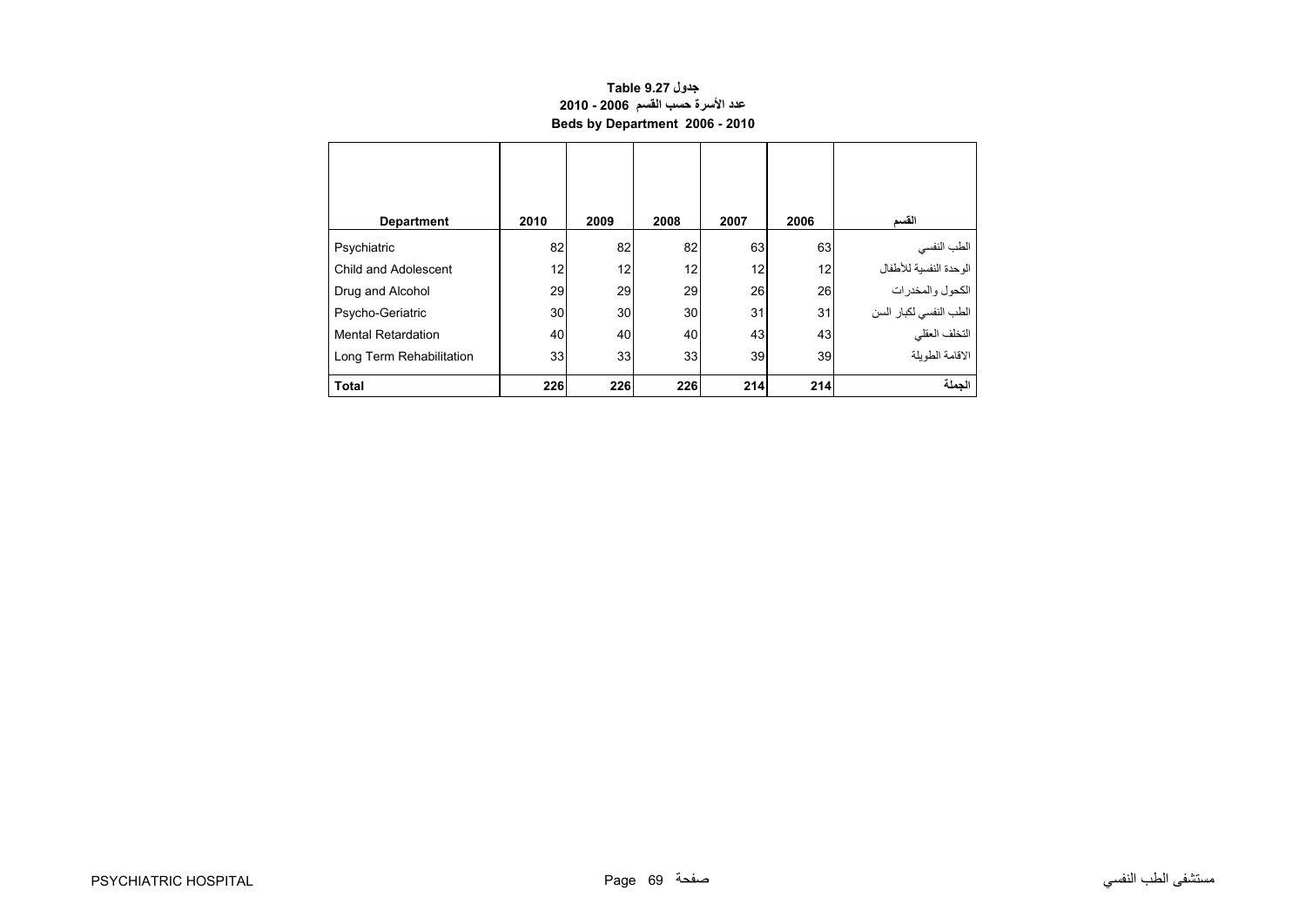**جدول Table 9.27**

**عدد الأسرة حسب القسم 2006 - 2010**

**Beds by Department 2006 - 2010**

| Department | 2010 | 2009 | 2008 | 2007 | 2006 | القسم |
|---|---|---|---|---|---|---|
| Psychiatric | 82 | 82 | 82 | 63 | 63 | الطب النفسي |
| Child and Adolescent | 12 | 12 | 12 | 12 | 12 | الوحدة النفسية للأطفال |
| Drug and Alcohol | 29 | 29 | 29 | 26 | 26 | الكحول والمخدرات |
| Psycho-Geriatric | 30 | 30 | 30 | 31 | 31 | الطب النفسي لكبار السن |
| Mental Retardation | 40 | 40 | 40 | 43 | 43 | التخلف العقلي |
| Long Term Rehabilitation | 33 | 33 | 33 | 39 | 39 | الاقامة الطويلة |
| **Total** | **226** | **226** | **226** | **214** | **214** | **الجملة** |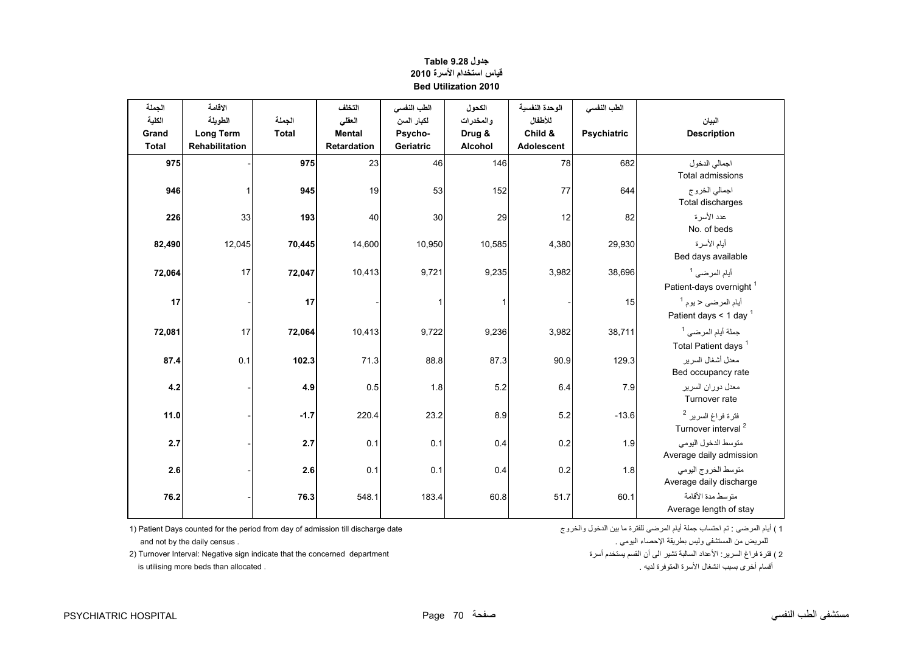# جدول Table 9.28
## قياس استخدام الأسرة 2010
## Bed Utilization 2010

| الجملة الكلية Grand Total | الاقامة الطويلة Long Term Rehabilitation | الجملة Total | التخلف العقلي Mental Retardation | الطب النفسي لكبار السن Psycho-Geriatric | الكحول والمخدرات Drug & Alcohol | الوحدة النفسية للأطفال Child & Adolescent | الطب النفسي Psychiatric | البيان Description |
|---|---|---|---|---|---|---|---|---|
| **975** | - | **975** | 23 | 46 | 146 | 78 | 682 | اجمالي الدخول Total admissions |
| **946** | 1 | **945** | 19 | 53 | 152 | 77 | 644 | اجمالي الخروج Total discharges |
| **226** | 33 | **193** | 40 | 30 | 29 | 12 | 82 | عدد الأسرة No. of beds |
| **82,490** | 12,045 | **70,445** | 14,600 | 10,950 | 10,585 | 4,380 | 29,930 | أيام الأسرة Bed days available |
| **72,064** | 17 | **72,047** | 10,413 | 9,721 | 9,235 | 3,982 | 38,696 | أيام المرضى [1] Patient-days overnight [1] |
| **17** | - | **17** | - | 1 | 1 | - | 15 | أيام المرضى < يوم [1] Patient days < 1 day [1] |
| **72,081** | 17 | **72,064** | 10,413 | 9,722 | 9,236 | 3,982 | 38,711 | جملة أيام المرضى [1] Total Patient days [1] |
| **87.4** | 0.1 | **102.3** | 71.3 | 88.8 | 87.3 | 90.9 | 129.3 | معدل أشغال السرير Bed occupancy rate |
| **4.2** | - | **4.9** | 0.5 | 1.8 | 5.2 | 6.4 | 7.9 | معدل دوران السرير Turnover rate |
| **11.0** | - | **-1.7** | 220.4 | 23.2 | 8.9 | 5.2 | -13.6 | فترة فراغ السرير [2] Turnover interval [2] |
| **2.7** | - | **2.7** | 0.1 | 0.1 | 0.4 | 0.2 | 1.9 | متوسط الدخول اليومي Average daily admission |
| **2.6** | - | **2.6** | 0.1 | 0.1 | 0.4 | 0.2 | 1.8 | متوسط الخروج اليومي Average daily discharge |
| **76.2** | - | **76.3** | 548.1 | 183.4 | 60.8 | 51.7 | 60.1 | متوسط مدة الأقامة Average length of stay |

1) Patient Days counted for the period from day of admission till discharge date and not by the daily census .

2) Turnover Interval: Negative sign indicate that the concerned department is utilising more beds than allocated .

1 ) أيام المرضى : تم احتساب جملة أيام المرضى للفترة ما بين الدخول والخروج للمريض من المستشفى وليس بطريقة الإحصاء اليومي .

2 ) فترة فراغ السرير: الأعداد السالبة تشير الى أن القسم يستخدم أسرة أقسام أخرى بسبب انشغال الأسرة المتوفرة لديه .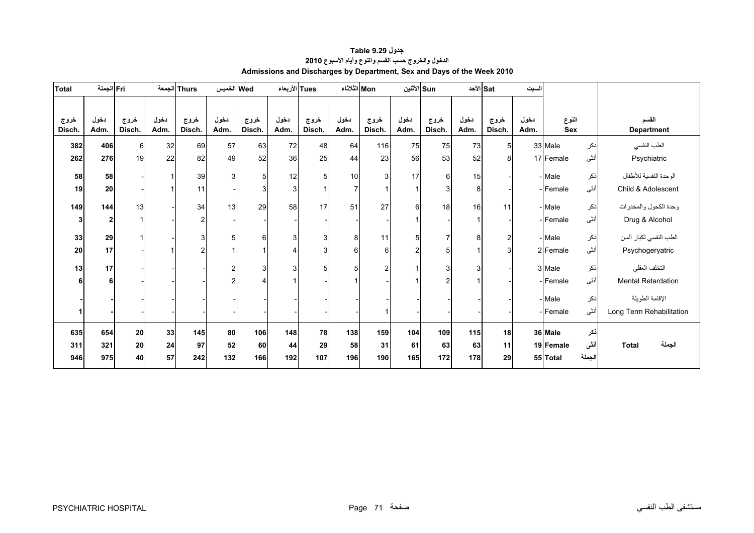**جدول 9.29 Table**

**الدخول والخروج حسب القسم والنوع وأيام الأسبوع 2010**

**Admissions and Discharges by Department, Sex and Days of the Week 2010**

| Total الجملة | | Fri الجمعة | | Thurs الخميس | | Wed الأربعاء | | Tues الثلاثاء | | Mon الأثنين | | Sun الأحد | | Sat السبت | | | | |
|---|---|---|---|---|---|---|---|---|---|---|---|---|---|---|---|---|---|---|
| خروج Disch. | دخول Adm. | خروج Disch. | دخول Adm. | خروج Disch. | دخول Adm. | خروج Disch. | دخول Adm. | خروج Disch. | دخول Adm. | خروج Disch. | دخول Adm. | خروج Disch. | دخول Adm. | خروج Disch. | دخول Adm. | النوع Sex | | القسم Department |
| **382** | **406** | 6 | 32 | 69 | 57 | 63 | 72 | 48 | 64 | 116 | 75 | 75 | 73 | 5 | 33 | Male | ذكر | الطب النفسي |
| **262** | **276** | 19 | 22 | 82 | 49 | 52 | 36 | 25 | 44 | 23 | 56 | 53 | 52 | 8 | 17 | Female | أنثى | Psychiatric |
| **58** | **58** | - | 1 | 39 | 3 | 5 | 12 | 5 | 10 | 3 | 17 | 6 | 15 | - | - | Male | ذكر | الوحدة النفسية للأطفال |
| **19** | **20** | - | 1 | 11 | - | 3 | 3 | 1 | 7 | 1 | 1 | 3 | 8 | - | - | Female | أنثى | Child & Adolescent |
| **149** | **144** | 13 | - | 34 | 13 | 29 | 58 | 17 | 51 | 27 | 6 | 18 | 16 | 11 | - | Male | ذكر | وحدة الكحول والمخدرات |
| **3** | **2** | 1 | - | 2 | - | - | - | - | - | - | 1 | - | 1 | - | - | Female | أنثى | Drug & Alcohol |
| **33** | **29** | 1 | - | 3 | 5 | 6 | 3 | 3 | 8 | 11 | 5 | 7 | 8 | 2 | - | Male | ذكر | الطب النفسي لكبار السن |
| **20** | **17** | - | 1 | 2 | 1 | 1 | 4 | 3 | 6 | 6 | 2 | 5 | 1 | 3 | 2 | Female | أنثى | Psychogeryatric |
| **13** | **17** | - | - | - | 2 | 3 | 3 | 5 | 5 | 2 | 1 | 3 | 3 | - | 3 | Male | ذكر | التخلف العقلي |
| **6** | **6** | - | - | - | 2 | 4 | 1 | - | 1 | - | 1 | 2 | 1 | - | - | Female | أنثى | Mental Retardation |
| **-** | **-** | - | - | - | - | - | - | - | - | - | - | - | - | - | - | Male | ذكر | الإقامة الطويلة |
| **1** | **-** | - | - | - | - | - | - | - | - | 1 | - | - | - | - | - | Female | أنثى | Long Term Rehabilitation |
| **635** | **654** | **20** | **33** | **145** | **80** | **106** | **148** | **78** | **138** | **159** | **104** | **109** | **115** | **18** | **36** | **Male** | **ذكر** | |
| **311** | **321** | **20** | **24** | **97** | **52** | **60** | **44** | **29** | **58** | **31** | **61** | **63** | **63** | **11** | **19** | **Female** | **أنثى** | **Total الجملة** |
| **946** | **975** | **40** | **57** | **242** | **132** | **166** | **192** | **107** | **196** | **190** | **165** | **172** | **178** | **29** | **55** | **Total** | **الجملة** | |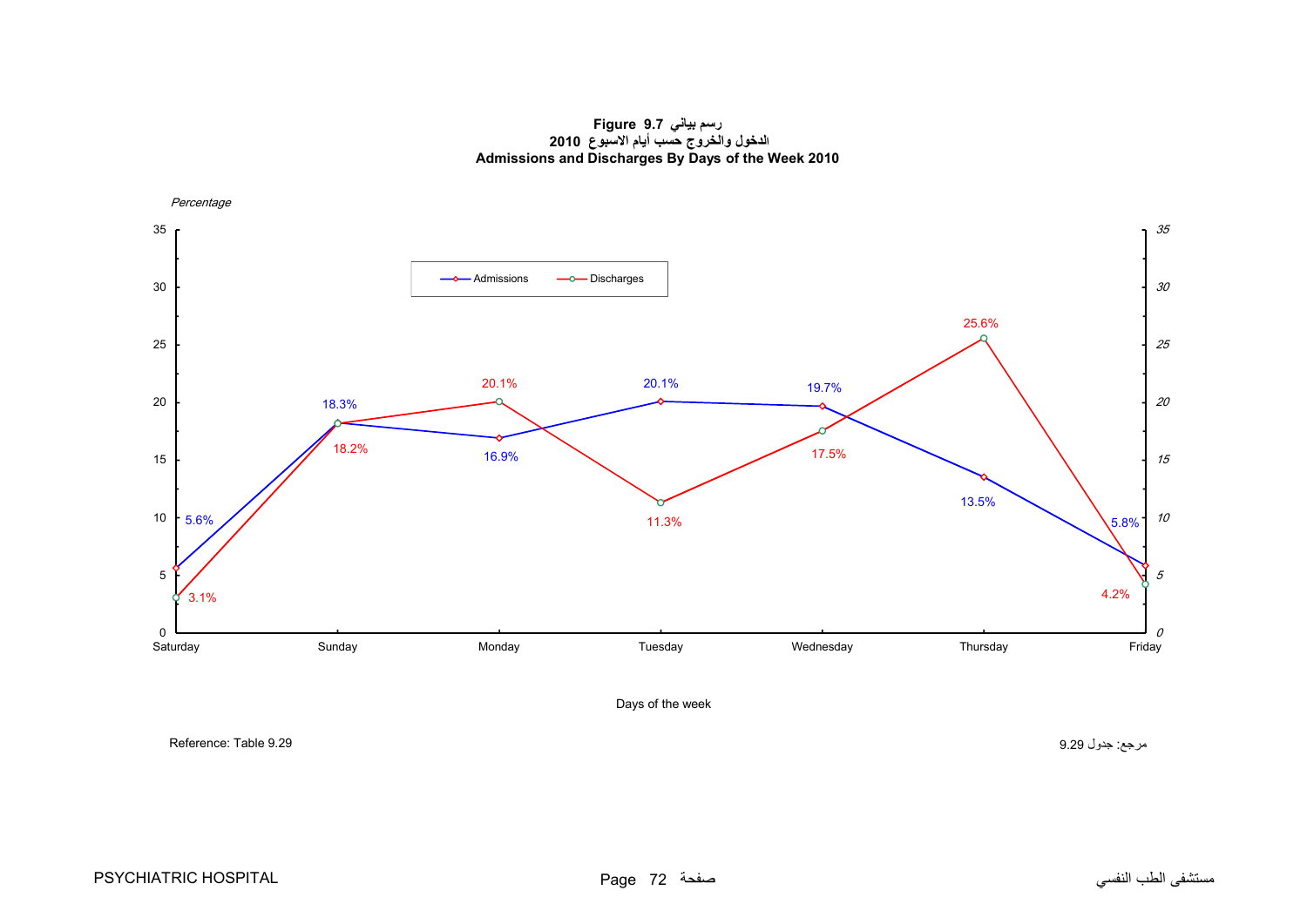**Figure 9.7 رسم بياني**

**الدخول والخروج حسب أيام الاسبوع 2010**

**Admissions and Discharges By Days of the Week 2010**

*Percentage*

| Days of the week | Admissions | Discharges |
|---|---|---|
| Saturday | 5.6% | 3.1% |
| Sunday | 18.3% | 18.2% |
| Monday | 16.9% | 20.1% |
| Tuesday | 20.1% | 11.3% |
| Wednesday | 19.7% | 17.5% |
| Thursday | 13.5% | 25.6% |
| Friday | 5.8% | 4.2% |

Reference: Table 9.29

مرجع: جدول 9.29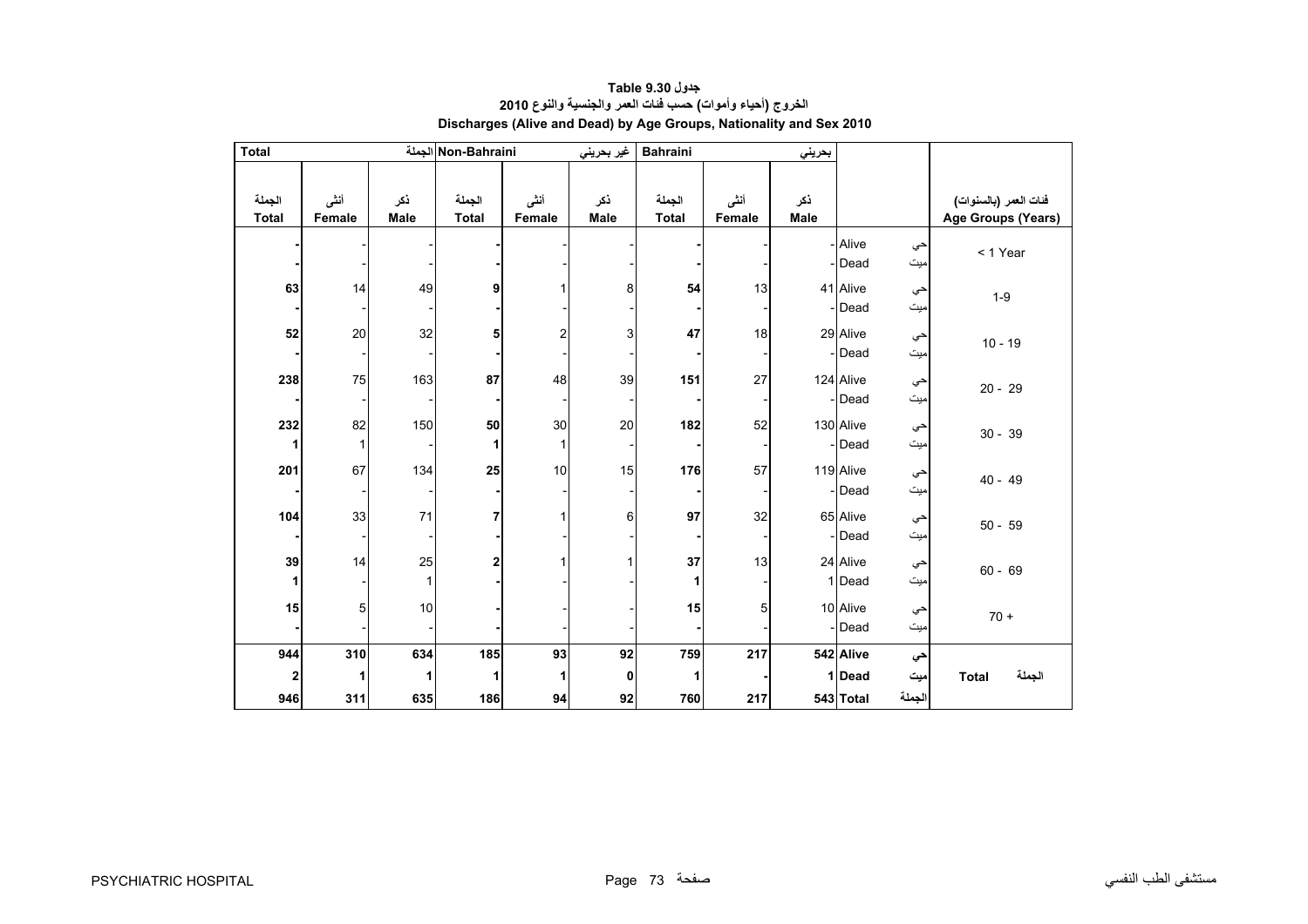**جدول 9.30 Table**

**الخروج (أحياء وأموات) حسب فئات العمر والجنسية والنوع 2010**

**Discharges (Alive and Dead) by Age Groups, Nationality and Sex 2010**

| Total الجملة | | | Non-Bahraini غير بحريني | | | Bahraini بحريني | | | | | |
|---|---|---|---|---|---|---|---|---|---|---|---|
| الجملة Total | أنثى Female | ذكر Male | الجملة Total | أنثى Female | ذكر Male | الجملة Total | أنثى Female | ذكر Male | | | فئات العمر (بالسنوات) Age Groups (Years) |
| - | - | - | - | - | - | - | - | - | Alive | حي | < 1 Year |
| - | - | - | - | - | - | - | - | - | Dead | ميت | |
| 63 | 14 | 49 | 9 | 1 | 8 | 54 | 13 | 41 | Alive | حي | 1-9 |
| - | - | - | - | - | - | - | - | - | Dead | ميت | |
| 52 | 20 | 32 | 5 | 2 | 3 | 47 | 18 | 29 | Alive | حي | 10 - 19 |
| - | - | - | - | - | - | - | - | - | Dead | ميت | |
| 238 | 75 | 163 | 87 | 48 | 39 | 151 | 27 | 124 | Alive | حي | 20 - 29 |
| - | - | - | - | - | - | - | - | - | Dead | ميت | |
| 232 | 82 | 150 | 50 | 30 | 20 | 182 | 52 | 130 | Alive | حي | 30 - 39 |
| 1 | 1 | - | 1 | 1 | - | - | - | - | Dead | ميت | |
| 201 | 67 | 134 | 25 | 10 | 15 | 176 | 57 | 119 | Alive | حي | 40 - 49 |
| - | - | - | - | - | - | - | - | - | Dead | ميت | |
| 104 | 33 | 71 | 7 | 1 | 6 | 97 | 32 | 65 | Alive | حي | 50 - 59 |
| - | - | - | - | - | - | - | - | - | Dead | ميت | |
| 39 | 14 | 25 | 2 | 1 | 1 | 37 | 13 | 24 | Alive | حي | 60 - 69 |
| 1 | - | 1 | - | - | - | 1 | - | 1 | Dead | ميت | |
| 15 | 5 | 10 | - | - | - | 15 | 5 | 10 | Alive | حي | 70 + |
| - | - | - | - | - | - | - | - | - | Dead | ميت | |
| **944** | **310** | **634** | **185** | **93** | **92** | **759** | **217** | **542** | **Alive** | **حي** | **Total الجملة** |
| **2** | **1** | **1** | **1** | **1** | **0** | **1** | **-** | **1** | **Dead** | **ميت** | |
| **946** | **311** | **635** | **186** | **94** | **92** | **760** | **217** | **543** | **Total** | **الجملة** | |

PSYCHIATRIC HOSPITAL مستشفى الطب النفسي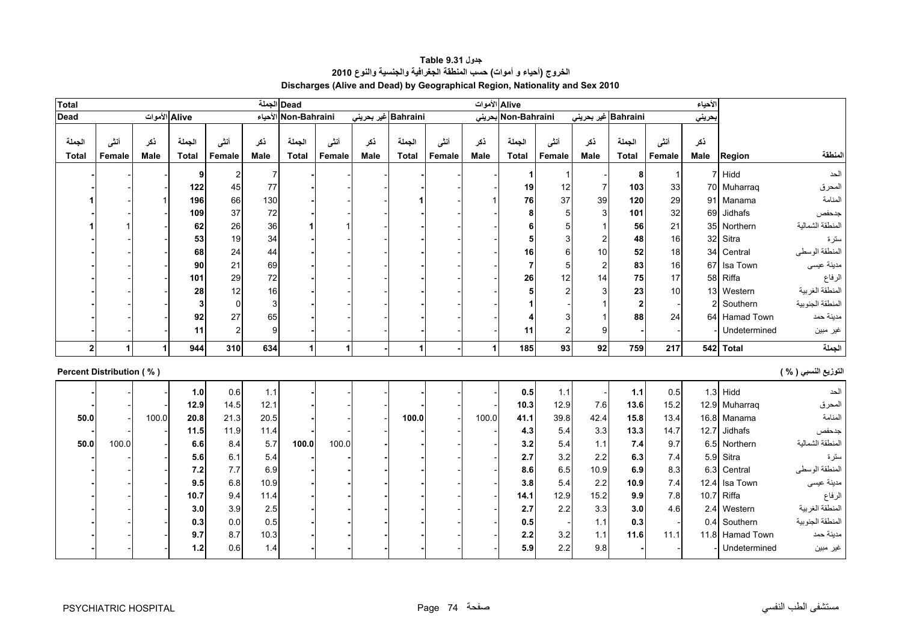# جدول Table 9.31

## الخروج (أحياء و أموات) حسب المنطقة الجغرافية والجنسية والنوع 2010

## Discharges (Alive and Dead) by Geographical Region, Nationality and Sex 2010

| Total الجملة | | | | | | Dead الأموات | | | | | | Alive الأحياء | | | | | | | |
|---|---|---|---|---|---|---|---|---|---|---|---|---|---|---|---|---|---|---|---|
| Dead الأموات | | | Alive الأحياء | | | Non-Bahraini غير بحريني | | | Bahraini بحريني | | | Non-Bahraini غير بحريني | | | Bahraini بحريني | | | | |
| الجملة Total | أنثى Female | ذكر Male | الجملة Total | أنثى Female | ذكر Male | الجملة Total | أنثى Female | ذكر Male | الجملة Total | أنثى Female | ذكر Male | الجملة Total | أنثى Female | ذكر Male | الجملة Total | أنثى Female | ذكر Male | Region | المنطقة |
| - | - | - | 9 | 2 | 7 | - | - | - | - | - | - | 1 | 1 | - | 8 | 1 | 7 | Hidd | الحد |
| - | - | - | 122 | 45 | 77 | - | - | - | - | - | - | 19 | 12 | 7 | 103 | 33 | 70 | Muharraq | المحرق |
| 1 | - | 1 | 196 | 66 | 130 | - | - | - | 1 | - | 1 | 76 | 37 | 39 | 120 | 29 | 91 | Manama | المنامة |
| - | - | - | 109 | 37 | 72 | - | - | - | - | - | - | 8 | 5 | 3 | 101 | 32 | 69 | Jidhafs | جدحفص |
| 1 | 1 | - | 62 | 26 | 36 | 1 | 1 | - | - | - | - | 6 | 5 | 1 | 56 | 21 | 35 | Northern | المنطقة الشمالية |
| - | - | - | 53 | 19 | 34 | - | - | - | - | - | - | 5 | 3 | 2 | 48 | 16 | 32 | Sitra | سترة |
| - | - | - | 68 | 24 | 44 | - | - | - | - | - | - | 16 | 6 | 10 | 52 | 18 | 34 | Central | المنطقة الوسطى |
| - | - | - | 90 | 21 | 69 | - | - | - | - | - | - | 7 | 5 | 2 | 83 | 16 | 67 | Isa Town | مدينة عيسى |
| - | - | - | 101 | 29 | 72 | - | - | - | - | - | - | 26 | 12 | 14 | 75 | 17 | 58 | Riffa | الرفاع |
| - | - | - | 28 | 12 | 16 | - | - | - | - | - | - | 5 | 2 | 3 | 23 | 10 | 13 | Western | المنطقة الغربية |
| - | - | - | 3 | 0 | 3 | - | - | - | - | - | - | 1 | - | 1 | 2 | - | 2 | Southern | المنطقة الجنوبية |
| - | - | - | 92 | 27 | 65 | - | - | - | - | - | - | 4 | 3 | 1 | 88 | 24 | 64 | Hamad Town | مدينة حمد |
| - | - | - | 11 | 2 | 9 | - | - | - | - | - | - | 11 | 2 | 9 | - | - | - | Undetermined | غير مبين |
| 2 | 1 | 1 | 944 | 310 | 634 | 1 | 1 | - | 1 | - | 1 | 185 | 93 | 92 | 759 | 217 | 542 | Total | الجملة |

**Percent Distribution ( % )** **التوزيع النسبي ( % )**

| الجملة Total | أنثى Female | ذكر Male | الجملة Total | أنثى Female | ذكر Male | الجملة Total | أنثى Female | ذكر Male | الجملة Total | أنثى Female | ذكر Male | الجملة Total | أنثى Female | ذكر Male | الجملة Total | أنثى Female | ذكر Male | Region | المنطقة |
|---|---|---|---|---|---|---|---|---|---|---|---|---|---|---|---|---|---|---|---|
| - | - | - | 1.0 | 0.6 | 1.1 | - | - | - | - | - | - | 0.5 | 1.1 | - | 1.1 | 0.5 | 1.3 | Hidd | الحد |
| - | - | - | 12.9 | 14.5 | 12.1 | - | - | - | - | - | - | 10.3 | 12.9 | 7.6 | 13.6 | 15.2 | 12.9 | Muharraq | المحرق |
| 50.0 | - | 100.0 | 20.8 | 21.3 | 20.5 | - | - | - | 100.0 | - | 100.0 | 41.1 | 39.8 | 42.4 | 15.8 | 13.4 | 16.8 | Manama | المنامة |
| - | - | - | 11.5 | 11.9 | 11.4 | - | - | - | - | - | - | 4.3 | 5.4 | 3.3 | 13.3 | 14.7 | 12.7 | Jidhafs | جدحفص |
| 50.0 | 100.0 | - | 6.6 | 8.4 | 5.7 | 100.0 | 100.0 | - | - | - | - | 3.2 | 5.4 | 1.1 | 7.4 | 9.7 | 6.5 | Northern | المنطقة الشمالية |
| - | - | - | 5.6 | 6.1 | 5.4 | - | - | - | - | - | - | 2.7 | 3.2 | 2.2 | 6.3 | 7.4 | 5.9 | Sitra | سترة |
| - | - | - | 7.2 | 7.7 | 6.9 | - | - | - | - | - | - | 8.6 | 6.5 | 10.9 | 6.9 | 8.3 | 6.3 | Central | المنطقة الوسطى |
| - | - | - | 9.5 | 6.8 | 10.9 | - | - | - | - | - | - | 3.8 | 5.4 | 2.2 | 10.9 | 7.4 | 12.4 | Isa Town | مدينة عيسى |
| - | - | - | 10.7 | 9.4 | 11.4 | - | - | - | - | - | - | 14.1 | 12.9 | 15.2 | 9.9 | 7.8 | 10.7 | Riffa | الرفاع |
| - | - | - | 3.0 | 3.9 | 2.5 | - | - | - | - | - | - | 2.7 | 2.2 | 3.3 | 3.0 | 4.6 | 2.4 | Western | المنطقة الغربية |
| - | - | - | 0.3 | 0.0 | 0.5 | - | - | - | - | - | - | 0.5 | - | 1.1 | 0.3 | - | 0.4 | Southern | المنطقة الجنوبية |
| - | - | - | 9.7 | 8.7 | 10.3 | - | - | - | - | - | - | 2.2 | 3.2 | 1.1 | 11.6 | 11.1 | 11.8 | Hamad Town | مدينة حمد |
| - | - | - | 1.2 | 0.6 | 1.4 | - | - | - | - | - | - | 5.9 | 2.2 | 9.8 | - | - | - | Undetermined | غير مبين |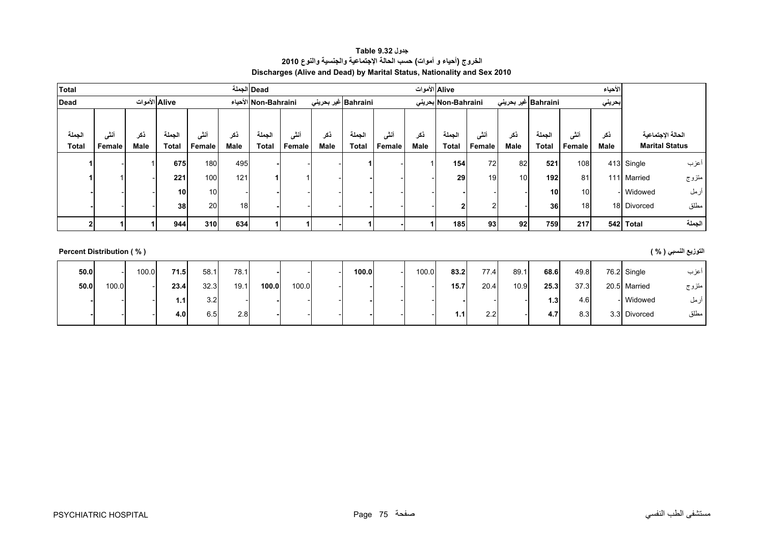**جدول Table 9.32**

**الخروج (أحياء و أموات) حسب الحالة الإجتماعية والجنسية والنوع 2010**

**Discharges (Alive and Dead) by Marital Status, Nationality and Sex 2010**

| Total الجملة | | | | | | Dead الأموات | | | | | | Alive الأحياء | | | | | | | |
|---|---|---|---|---|---|---|---|---|---|---|---|---|---|---|---|---|---|---|---|
| Dead الأموات | | | Alive الأحياء | | | Non-Bahraini غير بحريني | | | Bahraini بحريني | | | Non-Bahraini غير بحريني | | | Bahraini بحريني | | | | |
| الجملة Total | أنثى Female | ذكر Male | الجملة Total | أنثى Female | ذكر Male | الجملة Total | أنثى Female | ذكر Male | الجملة Total | أنثى Female | ذكر Male | الجملة Total | أنثى Female | ذكر Male | الجملة Total | أنثى Female | ذكر Male | الحالة الإجتماعية Marital Status | |
| **1** | - | 1 | **675** | 180 | 495 | **-** | - | - | **1** | - | 1 | **154** | 72 | 82 | **521** | 108 | 413 | Single | أعزب |
| **1** | 1 | - | **221** | 100 | 121 | **1** | 1 | - | **-** | - | - | **29** | 19 | 10 | **192** | 81 | 111 | Married | متزوج |
| **-** | - | - | **10** | 10 | - | **-** | - | - | **-** | - | - | **-** | - | - | **10** | 10 | - | Widowed | أرمل |
| **-** | - | - | **38** | 20 | 18 | **-** | - | - | **-** | - | - | **2** | 2 | - | **36** | 18 | 18 | Divorced | مطلق |
| **2** | **1** | **1** | **944** | **310** | **634** | **1** | **1** | **-** | **1** | **-** | **1** | **185** | **93** | **92** | **759** | **217** | **542** | **Total** | **الجملة** |

**Percent Distribution ( % )** **التوزيع النسبي ( % )**

| | | | | | | | | | | | | | | | | | | | |
|---|---|---|---|---|---|---|---|---|---|---|---|---|---|---|---|---|---|---|---|
| **50.0** | - | 100.0 | **71.5** | 58.1 | 78.1 | **-** | - | - | **100.0** | - | 100.0 | **83.2** | 77.4 | 89.1 | **68.6** | 49.8 | 76.2 | Single | أعزب |
| **50.0** | 100.0 | - | **23.4** | 32.3 | 19.1 | **100.0** | 100.0 | - | **-** | - | - | **15.7** | 20.4 | 10.9 | **25.3** | 37.3 | 20.5 | Married | متزوج |
| **-** | - | - | **1.1** | 3.2 | - | **-** | - | - | **-** | - | - | **-** | - | - | **1.3** | 4.6 | - | Widowed | أرمل |
| **-** | - | - | **4.0** | 6.5 | 2.8 | **-** | - | - | **-** | - | - | **1.1** | 2.2 | - | **4.7** | 8.3 | 3.3 | Divorced | مطلق |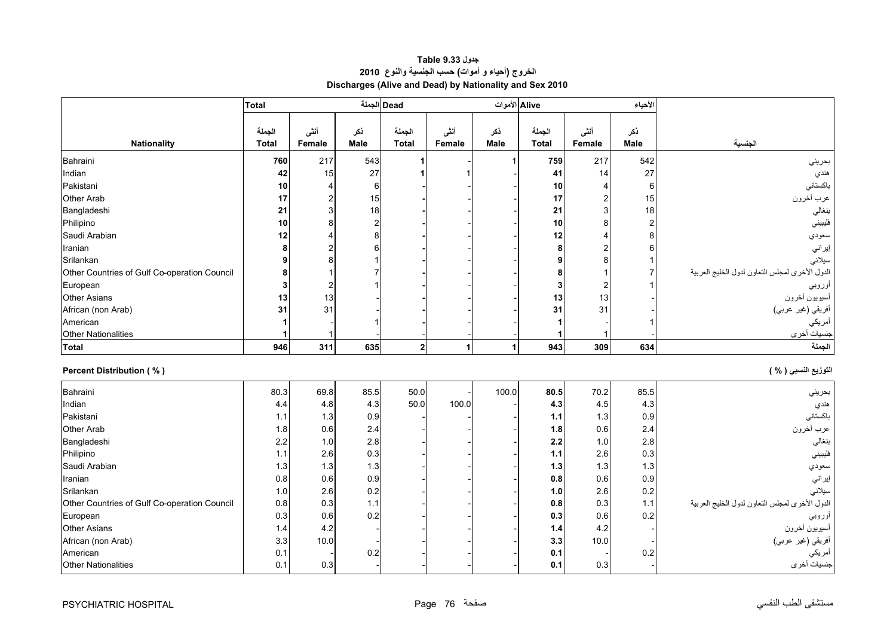**جدول Table 9.33**

**الخروج (أحياء و أموات) حسب الجنسية والنوع 2010**

**Discharges (Alive and Dead) by Nationality and Sex 2010**

| | Total الجملة | | | Dead الأموات | | | Alive الأحياء | | | |
|---|---|---|---|---|---|---|---|---|---|---|
| **Nationality** | **الجملة Total** | **أنثى Female** | **ذكر Male** | **الجملة Total** | **أنثى Female** | **ذكر Male** | **الجملة Total** | **أنثى Female** | **ذكر Male** | **الجنسية** |
| Bahraini | **760** | 217 | 543 | **1** | - | 1 | **759** | 217 | 542 | بحريني |
| Indian | **42** | 15 | 27 | **1** | 1 | - | **41** | 14 | 27 | هندي |
| Pakistani | **10** | 4 | 6 | **-** | - | - | **10** | 4 | 6 | باكستاني |
| Other Arab | **17** | 2 | 15 | **-** | - | - | **17** | 2 | 15 | عرب آخرون |
| Bangladeshi | **21** | 3 | 18 | **-** | - | - | **21** | 3 | 18 | بنغالي |
| Philipino | **10** | 8 | 2 | **-** | - | - | **10** | 8 | 2 | فلبيني |
| Saudi Arabian | **12** | 4 | 8 | **-** | - | - | **12** | 4 | 8 | سعودي |
| Iranian | **8** | 2 | 6 | **-** | - | - | **8** | 2 | 6 | إيراني |
| Srilankan | **9** | 8 | 1 | **-** | - | - | **9** | 8 | 1 | سيلاني |
| Other Countries of Gulf Co-operation Council | **8** | 1 | 7 | **-** | - | - | **8** | 1 | 7 | الدول الأخرى لمجلس التعاون لدول الخليج العربية |
| European | **3** | 2 | 1 | **-** | - | - | **3** | 2 | 1 | أوروبي |
| Other Asians | **13** | 13 | - | **-** | - | - | **13** | 13 | - | أسيويون آخرون |
| African (non Arab) | **31** | 31 | - | **-** | - | - | **31** | 31 | - | أفريقي (غير عربي) |
| American | **1** | - | 1 | **-** | - | - | **1** | - | 1 | أمريكي |
| Other Nationalities | **1** | 1 | - | **-** | - | - | **1** | 1 | - | جنسيات أخرى |
| **Total** | **946** | **311** | **635** | **2** | **1** | **1** | **943** | **309** | **634** | **الجملة** |

**Percent Distribution ( % )** **التوزيع النسبي ( % )**

| Nationality | الجملة Total | أنثى Female | ذكر Male | الجملة Total | أنثى Female | ذكر Male | الجملة Total | أنثى Female | ذكر Male | الجنسية |
|---|---|---|---|---|---|---|---|---|---|---|
| Bahraini | 80.3 | 69.8 | 85.5 | 50.0 | - | 100.0 | **80.5** | 70.2 | 85.5 | بحريني |
| Indian | 4.4 | 4.8 | 4.3 | 50.0 | 100.0 | - | **4.3** | 4.5 | 4.3 | هندي |
| Pakistani | 1.1 | 1.3 | 0.9 | - | - | - | **1.1** | 1.3 | 0.9 | باكستاني |
| Other Arab | 1.8 | 0.6 | 2.4 | - | - | - | **1.8** | 0.6 | 2.4 | عرب آخرون |
| Bangladeshi | 2.2 | 1.0 | 2.8 | - | - | - | **2.2** | 1.0 | 2.8 | بنغالي |
| Philipino | 1.1 | 2.6 | 0.3 | - | - | - | **1.1** | 2.6 | 0.3 | فلبيني |
| Saudi Arabian | 1.3 | 1.3 | 1.3 | - | - | - | **1.3** | 1.3 | 1.3 | سعودي |
| Iranian | 0.8 | 0.6 | 0.9 | - | - | - | **0.8** | 0.6 | 0.9 | إيراني |
| Srilankan | 1.0 | 2.6 | 0.2 | - | - | - | **1.0** | 2.6 | 0.2 | سيلاني |
| Other Countries of Gulf Co-operation Council | 0.8 | 0.3 | 1.1 | - | - | - | **0.8** | 0.3 | 1.1 | الدول الأخرى لمجلس التعاون لدول الخليج العربية |
| European | 0.3 | 0.6 | 0.2 | - | - | - | **0.3** | 0.6 | 0.2 | أوروبي |
| Other Asians | 1.4 | 4.2 | - | - | - | - | **1.4** | 4.2 | - | أسيويون آخرون |
| African (non Arab) | 3.3 | 10.0 | - | - | - | - | **3.3** | 10.0 | - | أفريقي (غير عربي) |
| American | 0.1 | - | 0.2 | - | - | - | **0.1** | - | 0.2 | أمريكي |
| Other Nationalities | 0.1 | 0.3 | - | - | - | - | **0.1** | 0.3 | - | جنسيات أخرى |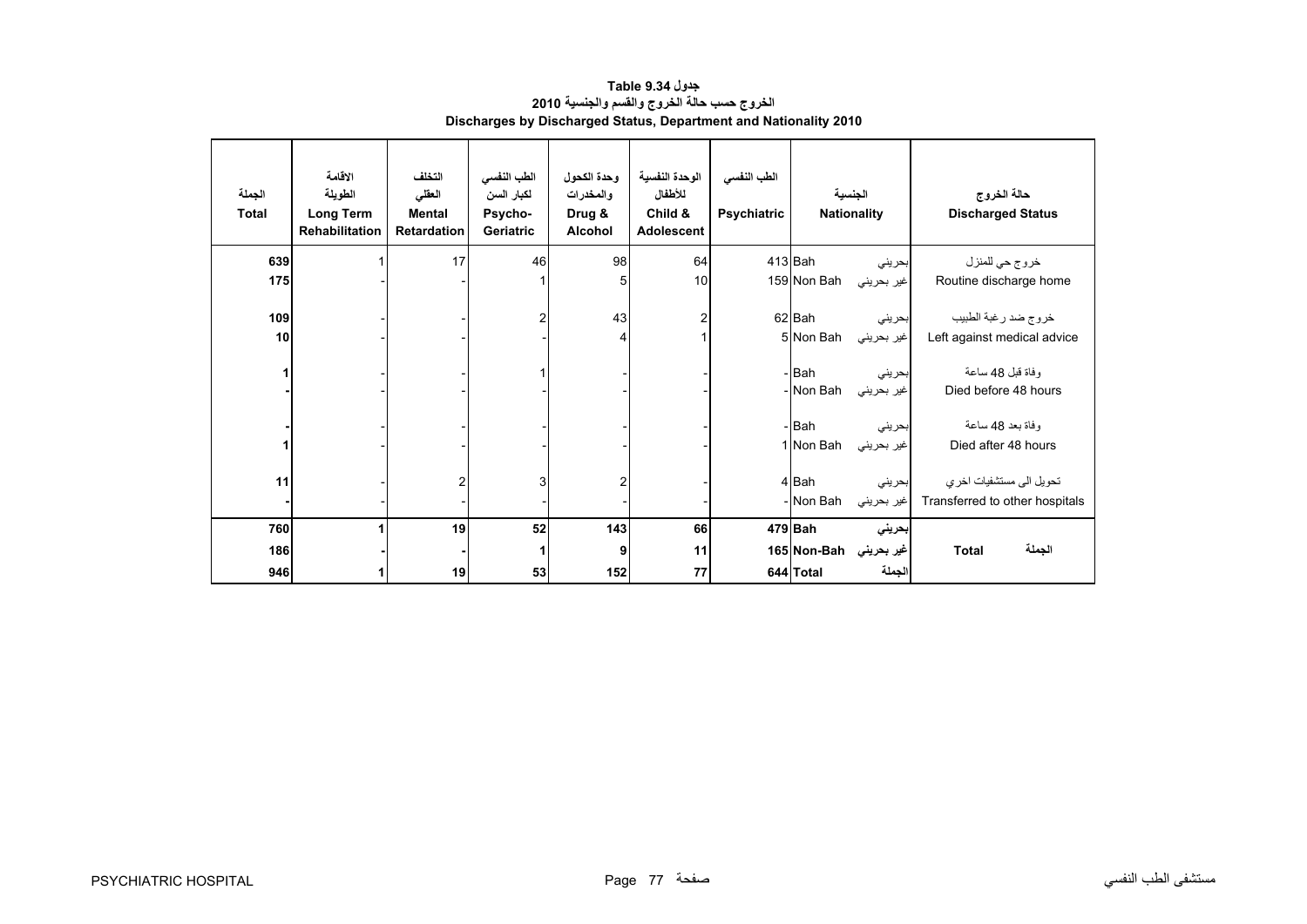**جدول Table 9.34**

**الخروج حسب حالة الخروج والقسم والجنسية 2010**

**Discharges by Discharged Status, Department and Nationality 2010**

| الجملة Total | الاقامة الطويلة Long Term Rehabilitation | التخلف العقلي Mental Retardation | الطب النفسي لكبار السن Psycho-Geriatric | وحدة الكحول والمخدرات Drug & Alcohol | الوحدة النفسية للأطفال Child & Adolescent | الطب النفسي Psychiatric | الجنسية Nationality | | حالة الخروج Discharged Status |
|---|---|---|---|---|---|---|---|---|---|
| 639 | 1 | 17 | 46 | 98 | 64 | 413 | Bah | بحريني | خروج حي للمنزل |
| 175 | - | - | 1 | 5 | 10 | 159 | Non Bah | غير بحريني | Routine discharge home |
| 109 | - | - | 2 | 43 | 2 | 62 | Bah | بحريني | خروج ضد رغبة الطبيب |
| 10 | - | - | - | 4 | 1 | 5 | Non Bah | غير بحريني | Left against medical advice |
| 1 | - | - | 1 | - | - | - | Bah | بحريني | وفاة قبل 48 ساعة |
| - | - | - | - | - | - | - | Non Bah | غير بحريني | Died before 48 hours |
| - | - | - | - | - | - | - | Bah | بحريني | وفاة بعد 48 ساعة |
| 1 | - | - | - | - | - | 1 | Non Bah | غير بحريني | Died after 48 hours |
| 11 | - | 2 | 3 | 2 | - | 4 | Bah | بحريني | تحويل الى مستشفيات اخري |
| - | - | - | - | - | - | - | Non Bah | غير بحريني | Transferred to other hospitals |
| **760** | **1** | **19** | **52** | **143** | **66** | **479** | **Bah** | **بحريني** | |
| **186** | **-** | **-** | **1** | **9** | **11** | **165** | **Non-Bah** | **غير بحريني** | **Total الجملة** |
| **946** | **1** | **19** | **53** | **152** | **77** | **644** | **Total** | **الجملة** | |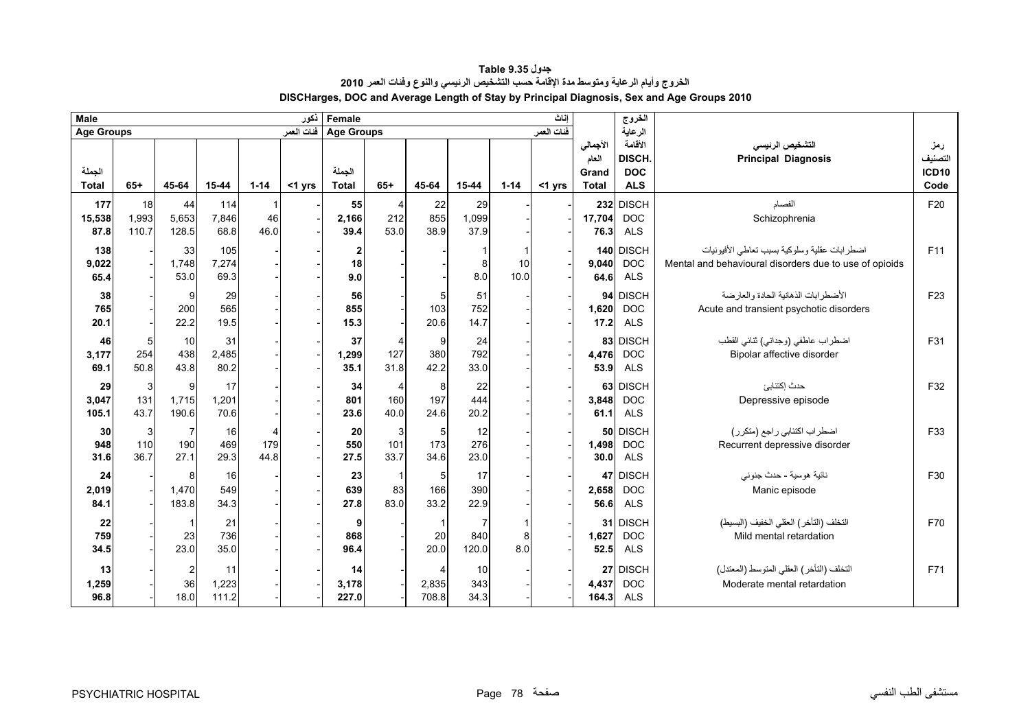# جدول Table 9.35

## الخروج وأيام الرعاية ومتوسط مدة الإقامة حسب التشخيص الرئيسي والنوع وفئات العمر 2010

## DISCHarges, DOC and Average Length of Stay by Principal Diagnosis, Sex and Age Groups 2010

| Male ذكور | | | | | | Female إناث | | | | | | | | | | |
|---|---|---|---|---|---|---|---|---|---|---|---|---|---|---|---|---|
| Age Groups فئات العمر | | | | | | Age Groups فئات العمر | | | | | | | | | | |
| الجملة Total | 65+ | 45-64 | 15-44 | 1-14 | <1 yrs | الجملة Total | 65+ | 45-64 | 15-44 | 1-14 | <1 yrs | الأجمالي العام Grand Total | الخروج الرعاية الأقامة DISCH. DOC ALS | التشخيص الرئيسي | Principal Diagnosis | رمز التصنيف ICD10 Code |
| 177 | 18 | 44 | 114 | 1 | - | 55 | 4 | 22 | 29 | - | - | 232 | DISCH | الفصام | Schizophrenia | F20 |
| 15,538 | 1,993 | 5,653 | 7,846 | 46 | - | 2,166 | 212 | 855 | 1,099 | - | - | 17,704 | DOC | | | |
| 87.8 | 110.7 | 128.5 | 68.8 | 46.0 | - | 39.4 | 53.0 | 38.9 | 37.9 | - | - | 76.3 | ALS | | | |
| 138 | - | 33 | 105 | - | - | 2 | - | - | 1 | 1 | - | 140 | DISCH | اضطرابات عقلية وسلوكية بسبب تعاطي الأفيونيات | Mental and behavioural disorders due to use of opioids | F11 |
| 9,022 | - | 1,748 | 7,274 | - | - | 18 | - | - | 8 | 10 | - | 9,040 | DOC | | | |
| 65.4 | - | 53.0 | 69.3 | - | - | 9.0 | - | - | 8.0 | 10.0 | - | 64.6 | ALS | | | |
| 38 | - | 9 | 29 | - | - | 56 | - | 5 | 51 | - | - | 94 | DISCH | الأضطرابات الذهانية الحادة والعارضة | Acute and transient psychotic disorders | F23 |
| 765 | - | 200 | 565 | - | - | 855 | - | 103 | 752 | - | - | 1,620 | DOC | | | |
| 20.1 | - | 22.2 | 19.5 | - | - | 15.3 | - | 20.6 | 14.7 | - | - | 17.2 | ALS | | | |
| 46 | 5 | 10 | 31 | - | - | 37 | 4 | 9 | 24 | - | - | 83 | DISCH | اضطراب عاطفي (وجداني) ثنائي القطب | Bipolar affective disorder | F31 |
| 3,177 | 254 | 438 | 2,485 | - | - | 1,299 | 127 | 380 | 792 | - | - | 4,476 | DOC | | | |
| 69.1 | 50.8 | 43.8 | 80.2 | - | - | 35.1 | 31.8 | 42.2 | 33.0 | - | - | 53.9 | ALS | | | |
| 29 | 3 | 9 | 17 | - | - | 34 | 4 | 8 | 22 | - | - | 63 | DISCH | حدث إكتئابي | Depressive episode | F32 |
| 3,047 | 131 | 1,715 | 1,201 | - | - | 801 | 160 | 197 | 444 | - | - | 3,848 | DOC | | | |
| 105.1 | 43.7 | 190.6 | 70.6 | - | - | 23.6 | 40.0 | 24.6 | 20.2 | - | - | 61.1 | ALS | | | |
| 30 | 3 | 7 | 16 | 4 | - | 20 | 3 | 5 | 12 | - | - | 50 | DISCH | اضطراب اكتئابي راجع (متكرر) | Recurrent depressive disorder | F33 |
| 948 | 110 | 190 | 469 | 179 | - | 550 | 101 | 173 | 276 | - | - | 1,498 | DOC | | | |
| 31.6 | 36.7 | 27.1 | 29.3 | 44.8 | - | 27.5 | 33.7 | 34.6 | 23.0 | - | - | 30.0 | ALS | | | |
| 24 | - | 8 | 16 | - | - | 23 | 1 | 5 | 17 | - | - | 47 | DISCH | نائبة هوسية - حدث جنوني | Manic episode | F30 |
| 2,019 | - | 1,470 | 549 | - | - | 639 | 83 | 166 | 390 | - | - | 2,658 | DOC | | | |
| 84.1 | - | 183.8 | 34.3 | - | - | 27.8 | 83.0 | 33.2 | 22.9 | - | - | 56.6 | ALS | | | |
| 22 | - | 1 | 21 | - | - | 9 | - | 1 | 7 | 1 | - | 31 | DISCH | التخلف (التأخر) العقلي الخفيف (البسيط) | Mild mental retardation | F70 |
| 759 | - | 23 | 736 | - | - | 868 | - | 20 | 840 | 8 | - | 1,627 | DOC | | | |
| 34.5 | - | 23.0 | 35.0 | - | - | 96.4 | - | 20.0 | 120.0 | 8.0 | - | 52.5 | ALS | | | |
| 13 | - | 2 | 11 | - | - | 14 | - | 4 | 10 | - | - | 27 | DISCH | التخلف (التأخر) العقلي المتوسط (المعتدل) | Moderate mental retardation | F71 |
| 1,259 | - | 36 | 1,223 | - | - | 3,178 | - | 2,835 | 343 | - | - | 4,437 | DOC | | | |
| 96.8 | - | 18.0 | 111.2 | - | - | 227.0 | - | 708.8 | 34.3 | - | - | 164.3 | ALS | | | |

PSYCHIATRIC HOSPITAL مستشفى الطب النفسي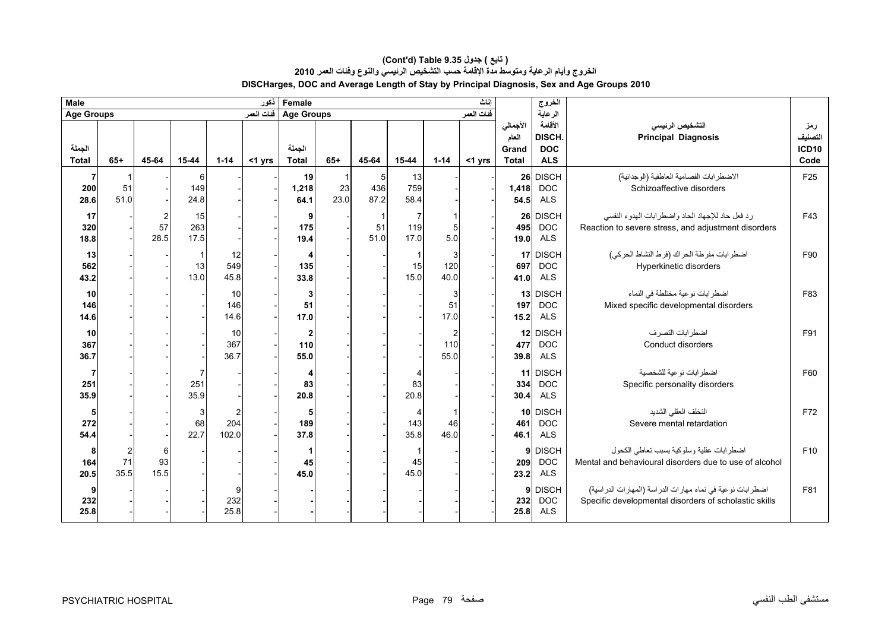# (Cont'd) Table 9.35 جدول ( تابع )

## الخروج وأيام الرعاية ومتوسط مدة الإقامة حسب التشخيص الرئيسي والنوع وفئات العمر 2010

## DISCHarges, DOC and Average Length of Stay by Principal Diagnosis, Sex and Age Groups 2010

| Male ذكور | | | | | | Female إناث | | | | | | | | | | |
|---|---|---|---|---|---|---|---|---|---|---|---|---|---|---|---|---|
| Age Groups فئات العمر | | | | | | Age Groups فئات العمر | | | | | | | | | | |
| الجملة Total | 65+ | 45-64 | 15-44 | 1-14 | <1 yrs | الجملة Total | 65+ | 45-64 | 15-44 | 1-14 | <1 yrs | الأجمالي العام Grand Total | الخروج الرعاية الأقامة DISCH. DOC ALS | | التشخيص الرئيسي Principal Diagnosis | رمز التصنيف ICD10 Code |
| 7 | 1 | - | 6 | - | - | 19 | 1 | 5 | 13 | - | - | 26 | DISCH | الاضطرابات الفصامية العاطفية (الوجدانية) | Schizoaffective disorders | F25 |
| 200 | 51 | - | 149 | - | - | 1,218 | 23 | 436 | 759 | - | - | 1,418 | DOC | | | |
| 28.6 | 51.0 | - | 24.8 | - | - | 64.1 | 23.0 | 87.2 | 58.4 | - | - | 54.5 | ALS | | | |
| 17 | - | 2 | 15 | - | - | 9 | - | 1 | 7 | 1 | - | 26 | DISCH | رد فعل حاد للإجهاد الحاد واضطرابات الهدوء النفسي | Reaction to severe stress, and adjustment disorders | F43 |
| 320 | - | 57 | 263 | - | - | 175 | - | 51 | 119 | 5 | - | 495 | DOC | | | |
| 18.8 | - | 28.5 | 17.5 | - | - | 19.4 | - | 51.0 | 17.0 | 5.0 | - | 19.0 | ALS | | | |
| 13 | - | - | 1 | 12 | - | 4 | - | - | 1 | 3 | - | 17 | DISCH | اضطرابات مفرطة الحراك (فرط النشاط الحركي) | Hyperkinetic disorders | F90 |
| 562 | - | - | 13 | 549 | - | 135 | - | - | 15 | 120 | - | 697 | DOC | | | |
| 43.2 | - | - | 13.0 | 45.8 | - | 33.8 | - | - | 15.0 | 40.0 | - | 41.0 | ALS | | | |
| 10 | - | - | - | 10 | - | 3 | - | - | - | 3 | - | 13 | DISCH | اضطرابات نوعية مختلطة في النماء | Mixed specific developmental disorders | F83 |
| 146 | - | - | - | 146 | - | 51 | - | - | - | 51 | - | 197 | DOC | | | |
| 14.6 | - | - | - | 14.6 | - | 17.0 | - | - | - | 17.0 | - | 15.2 | ALS | | | |
| 10 | - | - | - | 10 | - | 2 | - | - | - | 2 | - | 12 | DISCH | اضطرابات التصرف | Conduct disorders | F91 |
| 367 | - | - | - | 367 | - | 110 | - | - | - | 110 | - | 477 | DOC | | | |
| 36.7 | - | - | - | 36.7 | - | 55.0 | - | - | - | 55.0 | - | 39.8 | ALS | | | |
| 7 | - | - | 7 | - | - | 4 | - | - | 4 | - | - | 11 | DISCH | اضطرابات نوعية للشخصية | Specific personality disorders | F60 |
| 251 | - | - | 251 | - | - | 83 | - | - | 83 | - | - | 334 | DOC | | | |
| 35.9 | - | - | 35.9 | - | - | 20.8 | - | - | 20.8 | - | - | 30.4 | ALS | | | |
| 5 | - | - | 3 | 2 | - | 5 | - | - | 4 | 1 | - | 10 | DISCH | التخلف العقلي الشديد | Severe mental retardation | F72 |
| 272 | - | - | 68 | 204 | - | 189 | - | - | 143 | 46 | - | 461 | DOC | | | |
| 54.4 | - | - | 22.7 | 102.0 | - | 37.8 | - | - | 35.8 | 46.0 | - | 46.1 | ALS | | | |
| 8 | 2 | 6 | - | - | - | 1 | - | - | 1 | - | - | 9 | DISCH | اضطرابات عقلية وسلوكية بسبب تعاطي الكحول | Mental and behavioural disorders due to use of alcohol | F10 |
| 164 | 71 | 93 | - | - | - | 45 | - | - | 45 | - | - | 209 | DOC | | | |
| 20.5 | 35.5 | 15.5 | - | - | - | 45.0 | - | - | 45.0 | - | - | 23.2 | ALS | | | |
| 9 | - | - | - | 9 | - | - | - | - | - | - | - | 9 | DISCH | اضطرابات نوعية في نماء مهارات الدراسة (المهارات الدراسية) | Specific developmental disorders of scholastic skills | F81 |
| 232 | - | - | - | 232 | - | - | - | - | - | - | - | 232 | DOC | | | |
| 25.8 | - | - | - | 25.8 | - | - | - | - | - | - | - | 25.8 | ALS | | | |

PSYCHIATRIC HOSPITAL مستشفى الطب النفسي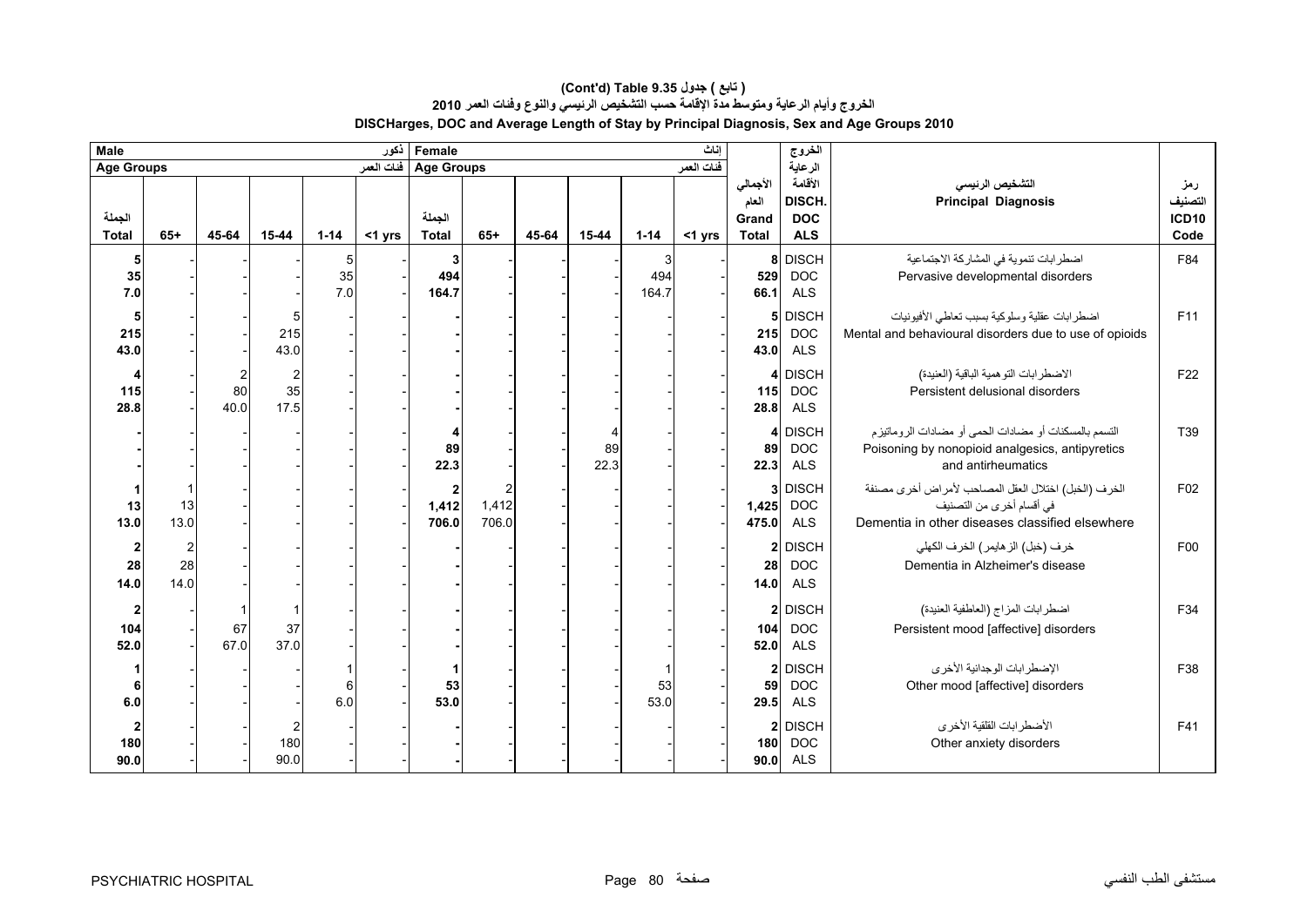**(Cont'd) Table 9.35 جدول ( تابع )**

**الخروج وأيام الرعاية ومتوسط مدة الإقامة حسب التشخيص الرئيسي والنوع وفئات العمر 2010**

**DISCHarges, DOC and Average Length of Stay by Principal Diagnosis, Sex and Age Groups 2010**

| Male ذكور | | | | | | Female إناث | | | | | | | | | |
|---|---|---|---|---|---|---|---|---|---|---|---|---|---|---|---|
| Age Groups فئات العمر | | | | | | Age Groups فئات العمر | | | | | | | | | |
| الجملة Total | 65+ | 45-64 | 15-44 | 1-14 | <1 yrs | الجملة Total | 65+ | 45-64 | 15-44 | 1-14 | <1 yrs | الأجمالي العام Grand Total | الخروج الرعاية الأقامة DISCH. DOC ALS | التشخيص الرئيسي Principal Diagnosis | رمز التصنيف ICD10 Code |
| 5 | - | - | - | 5 | - | 3 | - | - | - | 3 | - | 8 | DISCH | اضطرابات تنموية في المشاركة الاجتماعية | F84 |
| 35 | - | - | - | 35 | - | 494 | - | - | - | 494 | - | 529 | DOC | Pervasive developmental disorders | |
| 7.0 | - | - | - | 7.0 | - | 164.7 | - | - | - | 164.7 | - | 66.1 | ALS | | |
| 5 | - | - | 5 | - | - | - | - | - | - | - | - | 5 | DISCH | اضطرابات عقلية وسلوكية بسبب تعاطي الأفيونيات | F11 |
| 215 | - | - | 215 | - | - | - | - | - | - | - | - | 215 | DOC | Mental and behavioural disorders due to use of opioids | |
| 43.0 | - | - | 43.0 | - | - | - | - | - | - | - | - | 43.0 | ALS | | |
| 4 | - | 2 | 2 | - | - | - | - | - | - | - | - | 4 | DISCH | الاضطرابات التوهمية الباقية (العنيدة) | F22 |
| 115 | - | 80 | 35 | - | - | - | - | - | - | - | - | 115 | DOC | Persistent delusional disorders | |
| 28.8 | - | 40.0 | 17.5 | - | - | - | - | - | - | - | - | 28.8 | ALS | | |
| - | - | - | - | - | - | 4 | - | - | 4 | - | - | 4 | DISCH | التسمم بالمسكنات أو مضادات الحمى أو مضادات الروماتيزم | T39 |
| - | - | - | - | - | - | 89 | - | - | 89 | - | - | 89 | DOC | Poisoning by nonopioid analgesics, antipyretics | |
| - | - | - | - | - | - | 22.3 | - | - | 22.3 | - | - | 22.3 | ALS | and antirheumatics | |
| 1 | 1 | - | - | - | - | 2 | 2 | - | - | - | - | 3 | DISCH | الخرف (الخبل) اختلال العقل المصاحب لأمراض أخرى مصنفة | F02 |
| 13 | 13 | - | - | - | - | 1,412 | 1,412 | - | - | - | - | 1,425 | DOC | في أقسام أخرى من التصنيف | |
| 13.0 | 13.0 | - | - | - | - | 706.0 | 706.0 | - | - | - | - | 475.0 | ALS | Dementia in other diseases classified elsewhere | |
| 2 | 2 | - | - | - | - | - | - | - | - | - | - | 2 | DISCH | خرف (خبل) الزهايمر) الخرف الكهلي | F00 |
| 28 | 28 | - | - | - | - | - | - | - | - | - | - | 28 | DOC | Dementia in Alzheimer's disease | |
| 14.0 | 14.0 | - | - | - | - | - | - | - | - | - | - | 14.0 | ALS | | |
| 2 | - | 1 | 1 | - | - | - | - | - | - | - | - | 2 | DISCH | اضطرابات المزاج (العاطفية العنيدة) | F34 |
| 104 | - | 67 | 37 | - | - | - | - | - | - | - | - | 104 | DOC | Persistent mood [affective] disorders | |
| 52.0 | - | 67.0 | 37.0 | - | - | - | - | - | - | - | - | 52.0 | ALS | | |
| 1 | - | - | - | 1 | - | 1 | - | - | - | 1 | - | 2 | DISCH | الإضطرابات الوجدانية الأخرى | F38 |
| 6 | - | - | - | 6 | - | 53 | - | - | - | 53 | - | 59 | DOC | Other mood [affective] disorders | |
| 6.0 | - | - | - | 6.0 | - | 53.0 | - | - | - | 53.0 | - | 29.5 | ALS | | |
| 2 | - | - | 2 | - | - | - | - | - | - | - | - | 2 | DISCH | الأضطرابات القلقية الأخرى | F41 |
| 180 | - | - | 180 | - | - | - | - | - | - | - | - | 180 | DOC | Other anxiety disorders | |
| 90.0 | - | - | 90.0 | - | - | - | - | - | - | - | - | 90.0 | ALS | | |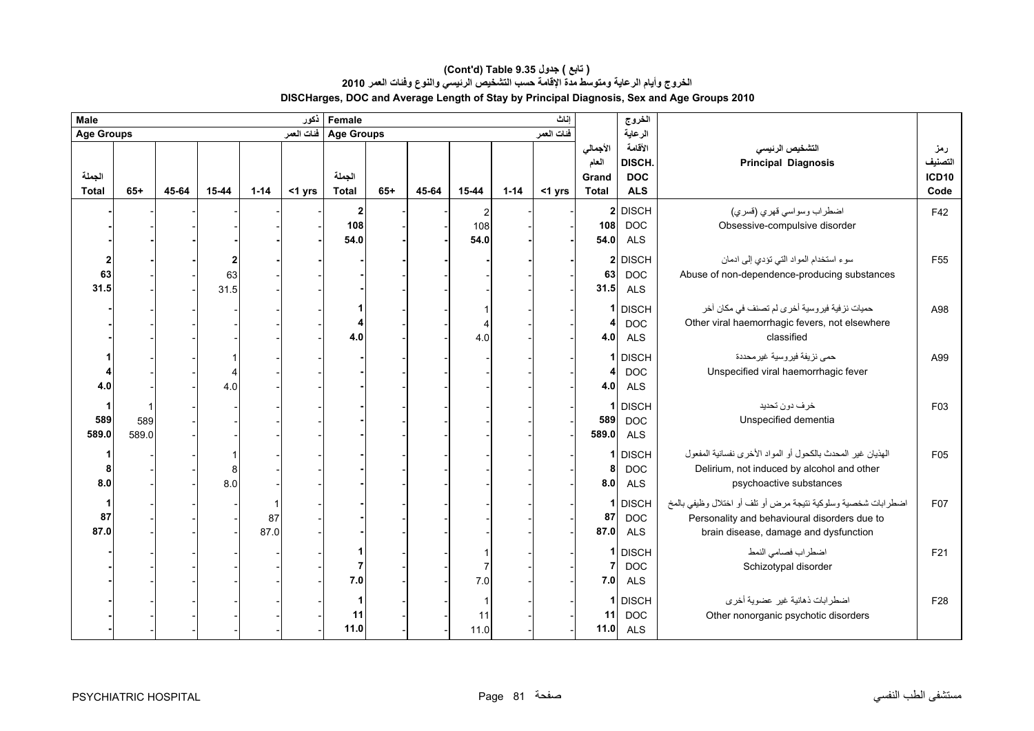# (Cont'd) Table 9.35 جدول ( تابع )

## الخروج وأيام الرعاية ومتوسط مدة الإقامة حسب التشخيص الرئيسي والنوع وفئات العمر 2010

## DISCHarges, DOC and Average Length of Stay by Principal Diagnosis, Sex and Age Groups 2010

| Male ذكور | | | | | | Female إناث | | | | | | | الخروج | | |
|---|---|---|---|---|---|---|---|---|---|---|---|---|---|---|---|
| Age Groups فئات العمر | | | | | | Age Groups فئات العمر | | | | | | الأجمالي العام | الرعاية الاقامة | التشخيص الرئيسي | رمز التصنيف |
| الجملة Total | 65+ | 45-64 | 15-44 | 1-14 | <1 yrs | الجملة Total | 65+ | 45-64 | 15-44 | 1-14 | <1 yrs | Grand Total | DISCH. DOC ALS | Principal Diagnosis | ICD10 Code |
| - | - | - | - | - | - | 2 | - | - | 2 | - | - | 2 | DISCH | اضطراب وسواسي قهري (قسري) | F42 |
| - | - | - | - | - | - | 108 | - | - | 108 | - | - | 108 | DOC | Obsessive-compulsive disorder | |
| - | - | - | - | - | - | 54.0 | - | - | 54.0 | - | - | 54.0 | ALS | | |
| 2 | - | - | 2 | - | - | - | - | - | - | - | - | 2 | DISCH | سوء استخدام المواد التي تؤدي إلى ادمان | F55 |
| 63 | - | - | 63 | - | - | - | - | - | - | - | - | 63 | DOC | Abuse of non-dependence-producing substances | |
| 31.5 | - | - | 31.5 | - | - | - | - | - | - | - | - | 31.5 | ALS | | |
| - | - | - | - | - | - | 1 | - | - | 1 | - | - | 1 | DISCH | حميات نزفية فيروسية أخرى لم تصنف في مكان آخر | A98 |
| - | - | - | - | - | - | 4 | - | - | 4 | - | - | 4 | DOC | Other viral haemorrhagic fevers, not elsewhere | |
| - | - | - | - | - | - | 4.0 | - | - | 4.0 | - | - | 4.0 | ALS | classified | |
| 1 | - | - | 1 | - | - | - | - | - | - | - | - | 1 | DISCH | حمى نزيفة فيروسية غيرمحددة | A99 |
| 4 | - | - | 4 | - | - | - | - | - | - | - | - | 4 | DOC | Unspecified viral haemorrhagic fever | |
| 4.0 | - | - | 4.0 | - | - | - | - | - | - | - | - | 4.0 | ALS | | |
| 1 | 1 | - | - | - | - | - | - | - | - | - | - | 1 | DISCH | خرف دون تحديد | F03 |
| 589 | 589 | - | - | - | - | - | - | - | - | - | - | 589 | DOC | Unspecified dementia | |
| 589.0 | 589.0 | - | - | - | - | - | - | - | - | - | - | 589.0 | ALS | | |
| 1 | - | - | 1 | - | - | - | - | - | - | - | - | 1 | DISCH | الهذيان غير المحدث بالكحول أو المواد الأخرى نفسانية المفعول | F05 |
| 8 | - | - | 8 | - | - | - | - | - | - | - | - | 8 | DOC | Delirium, not induced by alcohol and other | |
| 8.0 | - | - | 8.0 | - | - | - | - | - | - | - | - | 8.0 | ALS | psychoactive substances | |
| 1 | - | - | - | 1 | - | - | - | - | - | - | - | 1 | DISCH | اضطرابات شخصية وسلوكية نتيجة مرض أو تلف أو اختلال وظيفي بالمخ | F07 |
| 87 | - | - | - | 87 | - | - | - | - | - | - | - | 87 | DOC | Personality and behavioural disorders due to | |
| 87.0 | - | - | - | 87.0 | - | - | - | - | - | - | - | 87.0 | ALS | brain disease, damage and dysfunction | |
| - | - | - | - | - | - | 1 | - | - | 1 | - | - | 1 | DISCH | اضطراب فصامي النمط | F21 |
| - | - | - | - | - | - | 7 | - | - | 7 | - | - | 7 | DOC | Schizotypal disorder | |
| - | - | - | - | - | - | 7.0 | - | - | 7.0 | - | - | 7.0 | ALS | | |
| - | - | - | - | - | - | 1 | - | - | 1 | - | - | 1 | DISCH | اضطرابات ذهانية غير عضوية أخرى | F28 |
| - | - | - | - | - | - | 11 | - | - | 11 | - | - | 11 | DOC | Other nonorganic psychotic disorders | |
| - | - | - | - | - | - | 11.0 | - | - | 11.0 | - | - | 11.0 | ALS | | |

PSYCHIATRIC HOSPITAL مستشفى الطب النفسي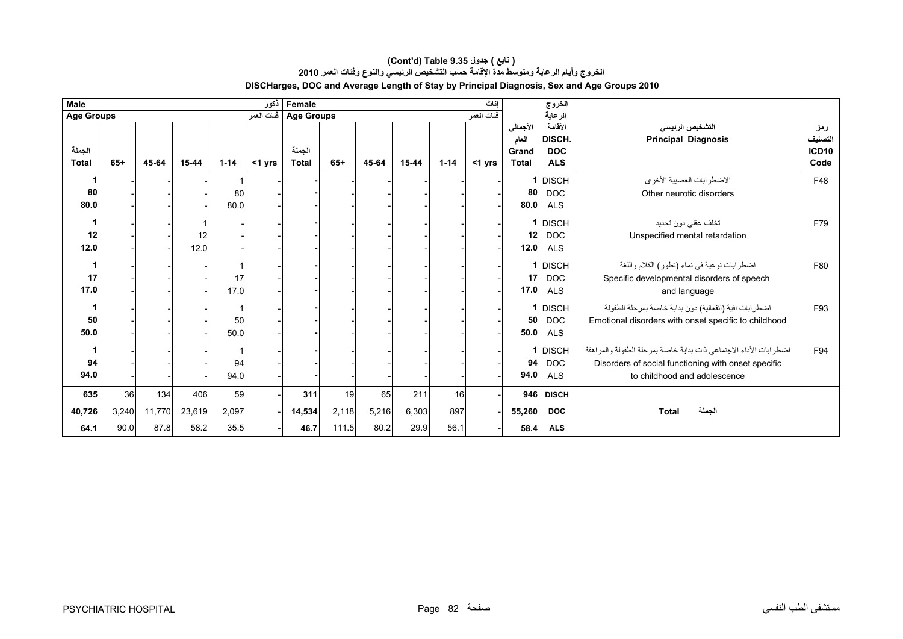**(Cont'd) Table 9.35 جدول ( تابع )**

**الخروج وأيام الرعاية ومتوسط مدة الإقامة حسب التشخيص الرئيسي والنوع وفئات العمر 2010**

**DISCHarges, DOC and Average Length of Stay by Principal Diagnosis, Sex and Age Groups 2010**

| Male ذكور | | | | | | Female إناث | | | | | | | الخروج الرعاية الأقامة | | |
|---|---|---|---|---|---|---|---|---|---|---|---|---|---|---|---|
| Age Groups فئات العمر | | | | | | Age Groups فئات العمر | | | | | | | | | |
| الجملة Total | 65+ | 45-64 | 15-44 | 1-14 | <1 yrs | الجملة Total | 65+ | 45-64 | 15-44 | 1-14 | <1 yrs | الأجمالي العام Grand Total | DISCH. DOC ALS | التشخيص الرئيسي Principal Diagnosis | رمز التصنيف ICD10 Code |
| 1 | - | - | - | 1 | - | - | - | - | - | - | - | 1 | DISCH | الاضطرابات العصبية الأخرى Other neurotic disorders | F48 |
| 80 | - | - | - | 80 | - | - | - | - | - | - | - | 80 | DOC | | |
| 80.0 | - | - | - | 80.0 | - | - | - | - | - | - | - | 80.0 | ALS | | |
| 1 | - | - | 1 | - | - | - | - | - | - | - | - | 1 | DISCH | تخلف عقلي دون تحديد Unspecified mental retardation | F79 |
| 12 | - | - | 12 | - | - | - | - | - | - | - | - | 12 | DOC | | |
| 12.0 | - | - | 12.0 | - | - | - | - | - | - | - | - | 12.0 | ALS | | |
| 1 | - | - | - | 1 | - | - | - | - | - | - | - | 1 | DISCH | اضطرابات نوعية في نماء (تطور) الكلام واللغة Specific developmental disorders of speech and language | F80 |
| 17 | - | - | - | 17 | - | - | - | - | - | - | - | 17 | DOC | | |
| 17.0 | - | - | - | 17.0 | - | - | - | - | - | - | - | 17.0 | ALS | | |
| 1 | - | - | - | 1 | - | - | - | - | - | - | - | 1 | DISCH | اضطرابات افية (انفعالية) دون بداية خاصة بمرحلة الطفولة Emotional disorders with onset specific to childhood | F93 |
| 50 | - | - | - | 50 | - | - | - | - | - | - | - | 50 | DOC | | |
| 50.0 | - | - | - | 50.0 | - | - | - | - | - | - | - | 50.0 | ALS | | |
| 1 | - | - | - | 1 | - | - | - | - | - | - | - | 1 | DISCH | اضطرابات الأداء الاجتماعي ذات بداية خاصة بمرحلة الطفولة والمراهقة Disorders of social functioning with onset specific to childhood and adolescence | F94 |
| 94 | - | - | - | 94 | - | - | - | - | - | - | - | 94 | DOC | | |
| 94.0 | - | - | - | 94.0 | - | - | - | - | - | - | - | 94.0 | ALS | | |
| **635** | 36 | 134 | 406 | 59 | - | **311** | 19 | 65 | 211 | 16 | - | **946** | **DISCH** | **Total الجملة** | |
| **40,726** | 3,240 | 11,770 | 23,619 | 2,097 | - | **14,534** | 2,118 | 5,216 | 6,303 | 897 | - | **55,260** | **DOC** | | |
| **64.1** | 90.0 | 87.8 | 58.2 | 35.5 | - | **46.7** | 111.5 | 80.2 | 29.9 | 56.1 | - | **58.4** | **ALS** | | |

PSYCHIATRIC HOSPITAL مستشفى الطب النفسي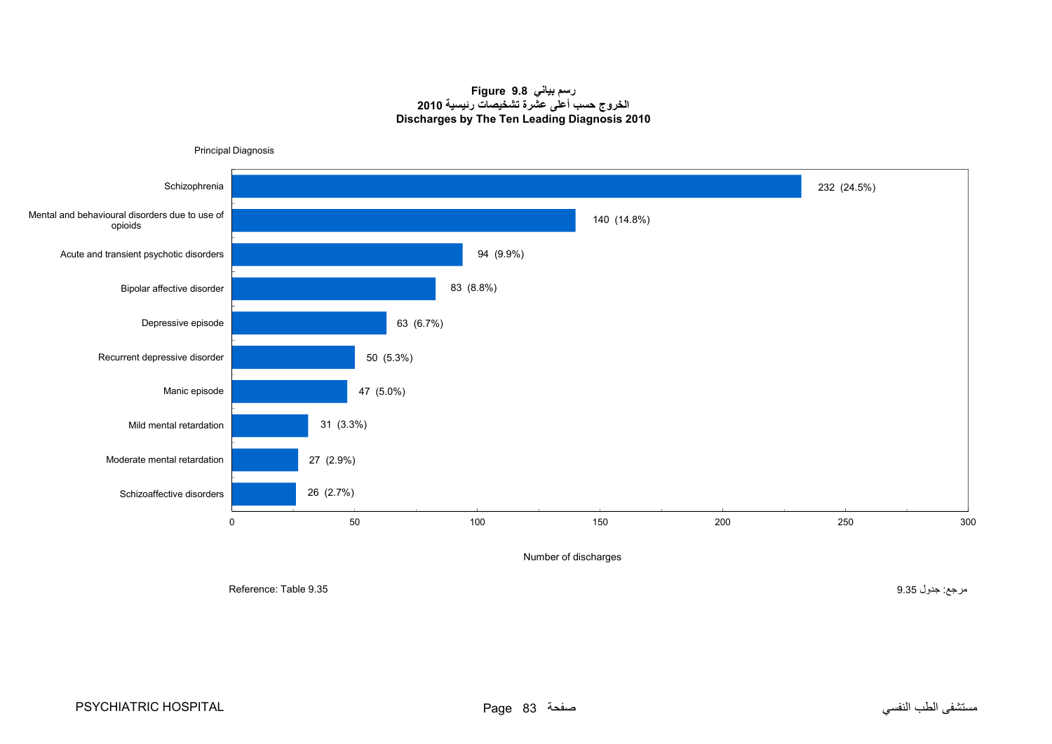**Figure 9.8 رسم بياني**

**الخروج حسب أعلى عشرة تشخيصات رئيسية 2010**

**Discharges by The Ten Leading Diagnosis 2010**

| Principal Diagnosis | Number of discharges |
|---|---|
| Schizophrenia | 232 (24.5%) |
| Mental and behavioural disorders due to use of opioids | 140 (14.8%) |
| Acute and transient psychotic disorders | 94 (9.9%) |
| Bipolar affective disorder | 83 (8.8%) |
| Depressive episode | 63 (6.7%) |
| Recurrent depressive disorder | 50 (5.3%) |
| Manic episode | 47 (5.0%) |
| Mild mental retardation | 31 (3.3%) |
| Moderate mental retardation | 27 (2.9%) |
| Schizoaffective disorders | 26 (2.7%) |

Reference: Table 9.35

مرجع: جدول 9.35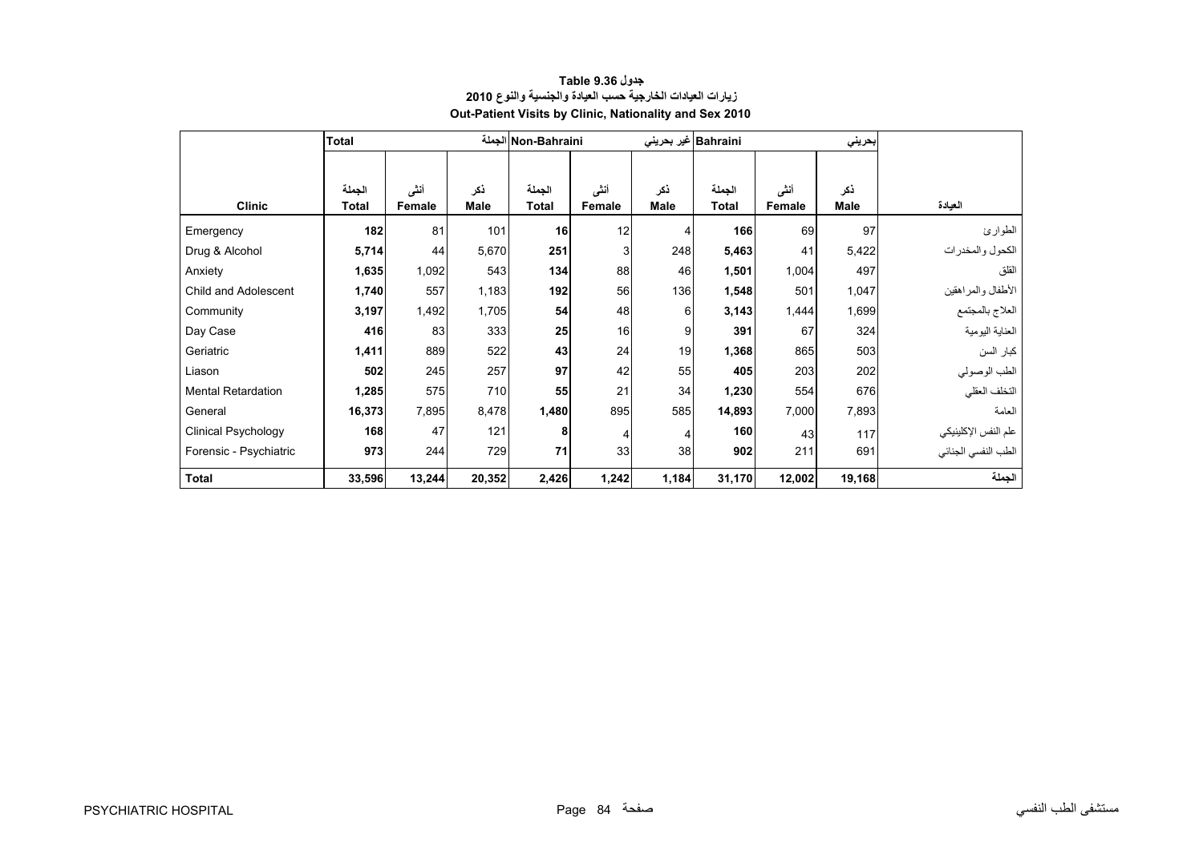**جدول Table 9.36**

**زيارات العيادات الخارجية حسب العيادة والجنسية والنوع 2010**

**Out-Patient Visits by Clinic, Nationality and Sex 2010**

| | Total | | الجملة | Non-Bahraini | | غير بحريني | Bahraini | | بحريني | |
|---|---|---|---|---|---|---|---|---|---|---|
| **Clinic** | الجملة **Total** | أنثى **Female** | ذكر **Male** | الجملة **Total** | أنثى **Female** | ذكر **Male** | الجملة **Total** | أنثى **Female** | ذكر **Male** | **العيادة** |
| Emergency | **182** | 81 | 101 | **16** | 12 | 4 | **166** | 69 | 97 | الطوارئ |
| Drug & Alcohol | **5,714** | 44 | 5,670 | **251** | 3 | 248 | **5,463** | 41 | 5,422 | الكحول والمخدرات |
| Anxiety | **1,635** | 1,092 | 543 | **134** | 88 | 46 | **1,501** | 1,004 | 497 | القلق |
| Child and Adolescent | **1,740** | 557 | 1,183 | **192** | 56 | 136 | **1,548** | 501 | 1,047 | الأطفال والمراهقين |
| Community | **3,197** | 1,492 | 1,705 | **54** | 48 | 6 | **3,143** | 1,444 | 1,699 | العلاج بالمجتمع |
| Day Case | **416** | 83 | 333 | **25** | 16 | 9 | **391** | 67 | 324 | العناية اليومية |
| Geriatric | **1,411** | 889 | 522 | **43** | 24 | 19 | **1,368** | 865 | 503 | كبار السن |
| Liason | **502** | 245 | 257 | **97** | 42 | 55 | **405** | 203 | 202 | الطب الوصولي |
| Mental Retardation | **1,285** | 575 | 710 | **55** | 21 | 34 | **1,230** | 554 | 676 | التخلف العقلي |
| General | **16,373** | 7,895 | 8,478 | **1,480** | 895 | 585 | **14,893** | 7,000 | 7,893 | العامة |
| Clinical Psychology | **168** | 47 | 121 | **8** | 4 | 4 | **160** | 43 | 117 | علم النفس الإكلينيكي |
| Forensic - Psychiatric | **973** | 244 | 729 | **71** | 33 | 38 | **902** | 211 | 691 | الطب النفسي الجنائي |
| **Total** | **33,596** | **13,244** | **20,352** | **2,426** | **1,242** | **1,184** | **31,170** | **12,002** | **19,168** | **الجملة** |